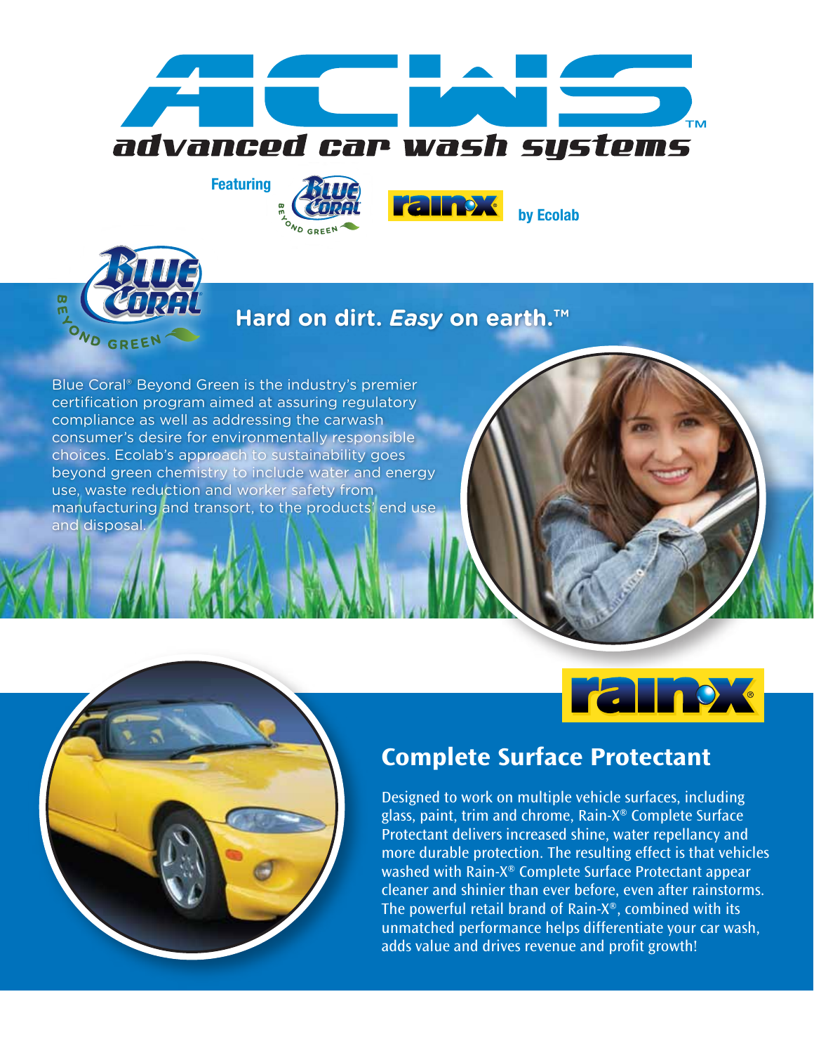# ACWS™

## advanced car wash systems

**Featuring** Blue Coral Beyond Green · Rain-X **by Ecolab**

## Hard on dirt. *Easy* on earth.™

Blue Coral® Beyond Green is the industry's premier certification program aimed at assuring regulatory compliance as well as addressing the carwash consumer's desire for environmentally responsible choices. Ecolab's approach to sustainability goes beyond green chemistry to include water and energy use, waste reduction and worker safety from manufacturing and transort, to the products' end use and disposal.

## Complete Surface Protectant

Designed to work on multiple vehicle surfaces, including glass, paint, trim and chrome, Rain-X® Complete Surface Protectant delivers increased shine, water repellancy and more durable protection. The resulting effect is that vehicles washed with Rain-X® Complete Surface Protectant appear cleaner and shinier than ever before, even after rainstorms. The powerful retail brand of Rain-X®, combined with its unmatched performance helps differentiate your car wash, adds value and drives revenue and profit growth!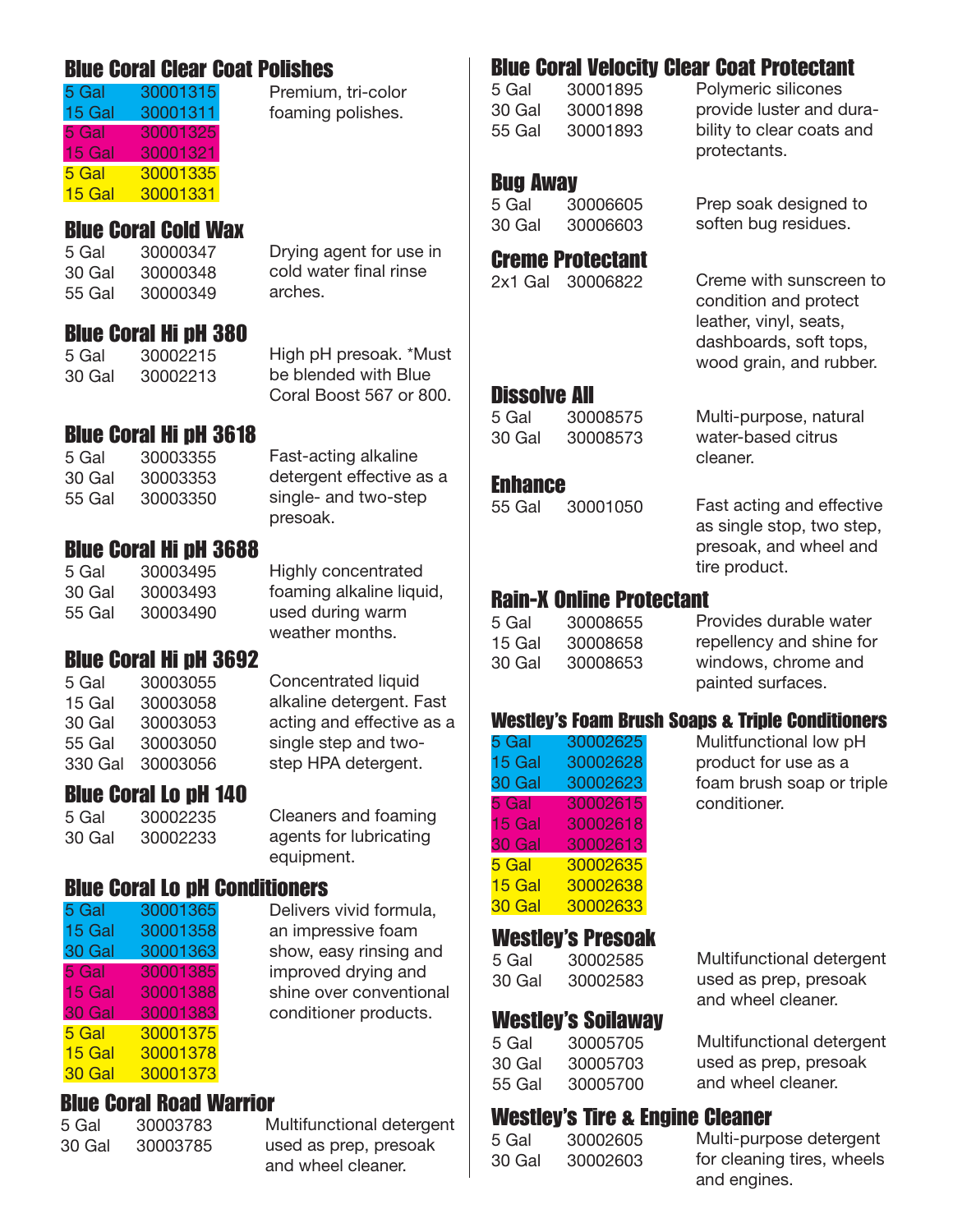## Blue Coral Clear Coat Polishes

| | |
|---|---|
| 5 Gal | 30001315 |
| 15 Gal | 30001311 |
| 5 Gal | 30001325 |
| 15 Gal | 30001321 |
| 5 Gal | 30001335 |
| 15 Gal | 30001331 |

Premium, tri-color foaming polishes.

## Blue Coral Cold Wax

| | |
|---|---|
| 5 Gal | 30000347 |
| 30 Gal | 30000348 |
| 55 Gal | 30000349 |

Drying agent for use in cold water final rinse arches.

## Blue Coral Hi pH 380

| | |
|---|---|
| 5 Gal | 30002215 |
| 30 Gal | 30002213 |

High pH presoak. *Must be blended with Blue Coral Boost 567 or 800.

## Blue Coral Hi pH 3618

| | |
|---|---|
| 5 Gal | 30003355 |
| 30 Gal | 30003353 |
| 55 Gal | 30003350 |

Fast-acting alkaline detergent effective as a single- and two-step presoak.

## Blue Coral Hi pH 3688

| | |
|---|---|
| 5 Gal | 30003495 |
| 30 Gal | 30003493 |
| 55 Gal | 30003490 |

Highly concentrated foaming alkaline liquid, used during warm weather months.

## Blue Coral Hi pH 3692

| | |
|---|---|
| 5 Gal | 30003055 |
| 15 Gal | 30003058 |
| 30 Gal | 30003053 |
| 55 Gal | 30003050 |
| 330 Gal | 30003056 |

Concentrated liquid alkaline detergent. Fast acting and effective as a single step and two-step HPA detergent.

## Blue Coral Lo pH 140

| | |
|---|---|
| 5 Gal | 30002235 |
| 30 Gal | 30002233 |

Cleaners and foaming agents for lubricating equipment.

## Blue Coral Lo pH Conditioners

| | |
|---|---|
| 5 Gal | 30001365 |
| 15 Gal | 30001358 |
| 30 Gal | 30001363 |
| 5 Gal | 30001385 |
| 15 Gal | 30001388 |
| 30 Gal | 30001383 |
| 5 Gal | 30001375 |
| 15 Gal | 30001378 |
| 30 Gal | 30001373 |

Delivers vivid formula, an impressive foam show, easy rinsing and improved drying and shine over conventional conditioner products.

## Blue Coral Road Warrior

| | |
|---|---|
| 5 Gal | 30003783 |
| 30 Gal | 30003785 |

Multifunctional detergent used as prep, presoak and wheel cleaner.

## Blue Coral Velocity Clear Coat Protectant

| | |
|---|---|
| 5 Gal | 30001895 |
| 30 Gal | 30001898 |
| 55 Gal | 30001893 |

Polymeric silicones provide luster and durability to clear coats and protectants.

## Bug Away

| | |
|---|---|
| 5 Gal | 30006605 |
| 30 Gal | 30006603 |

Prep soak designed to soften bug residues.

## Creme Protectant

| | |
|---|---|
| 2x1 Gal | 30006822 |

Creme with sunscreen to condition and protect leather, vinyl, seats, dashboards, soft tops, wood grain, and rubber.

## Dissolve All

| | |
|---|---|
| 5 Gal | 30008575 |
| 30 Gal | 30008573 |

Multi-purpose, natural water-based citrus cleaner.

## Enhance

| | |
|---|---|
| 55 Gal | 30001050 |

Fast acting and effective as single stop, two step, presoak, and wheel and tire product.

## Rain-X Online Protectant

| | |
|---|---|
| 5 Gal | 30008655 |
| 15 Gal | 30008658 |
| 30 Gal | 30008653 |

Provides durable water repellency and shine for windows, chrome and painted surfaces.

## Westley's Foam Brush Soaps & Triple Conditioners

| | |
|---|---|
| 5 Gal | 30002625 |
| 15 Gal | 30002628 |
| 30 Gal | 30002623 |
| 5 Gal | 30002615 |
| 15 Gal | 30002618 |
| 30 Gal | 30002613 |
| 5 Gal | 30002635 |
| 15 Gal | 30002638 |
| 30 Gal | 30002633 |

Mulitfunctional low pH product for use as a foam brush soap or triple conditioner.

## Westley's Presoak

| | |
|---|---|
| 5 Gal | 30002585 |
| 30 Gal | 30002583 |

Multifunctional detergent used as prep, presoak and wheel cleaner.

## Westley's Soilaway

| | |
|---|---|
| 5 Gal | 30005705 |
| 30 Gal | 30005703 |
| 55 Gal | 30005700 |

Multifunctional detergent used as prep, presoak and wheel cleaner.

## Westley's Tire & Engine Cleaner

| | |
|---|---|
| 5 Gal | 30002605 |
| 30 Gal | 30002603 |

Multi-purpose detergent for cleaning tires, wheels and engines.